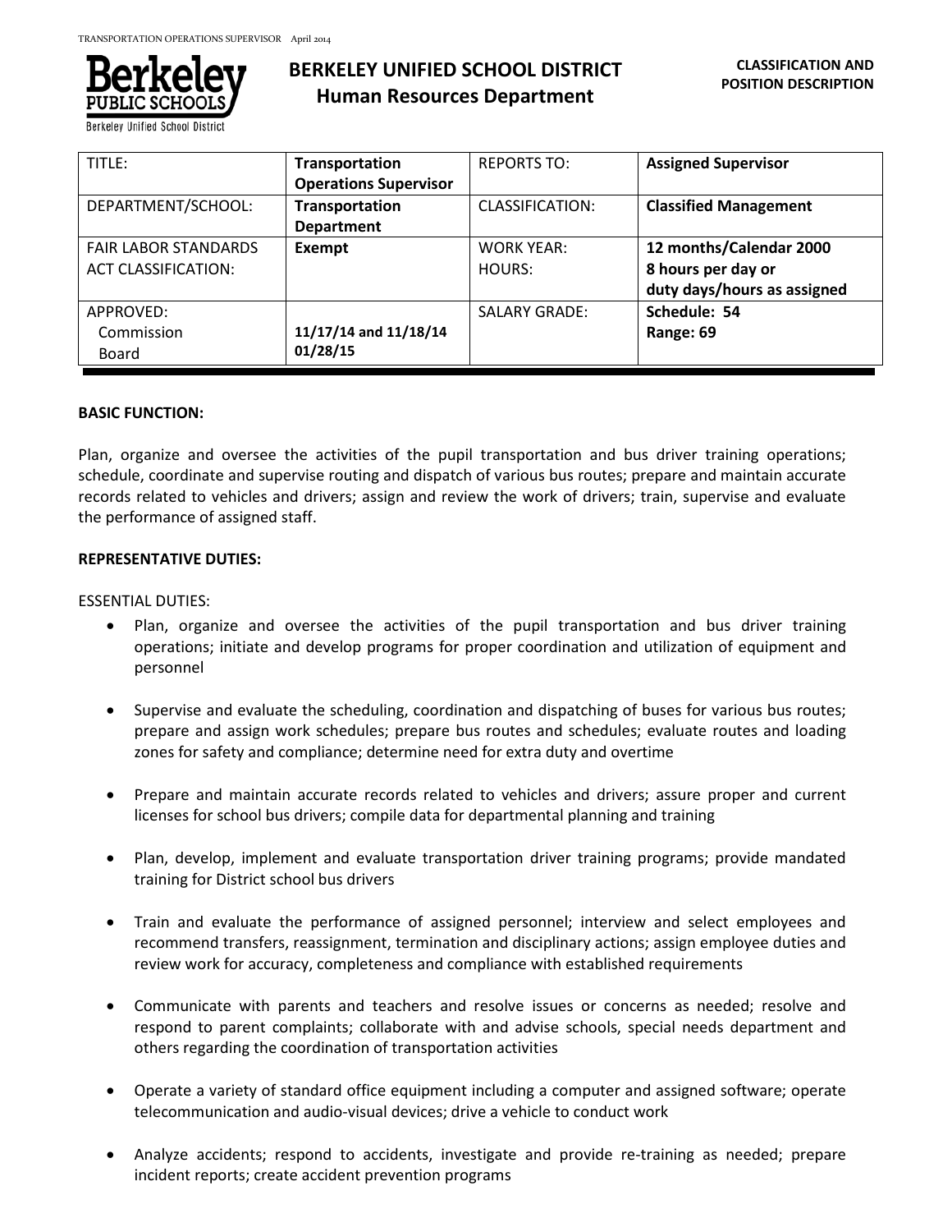# BERKELEY UNIFIED SCHOOL DISTRICT
## Human Resources Department

**CLASSIFICATION AND POSITION DESCRIPTION**

| TITLE: | **Transportation Operations Supervisor** | REPORTS TO: | **Assigned Supervisor** |
|---|---|---|---|
| DEPARTMENT/SCHOOL: | **Transportation Department** | CLASSIFICATION: | **Classified Management** |
| FAIR LABOR STANDARDS ACT CLASSIFICATION: | **Exempt** | WORK YEAR: HOURS: | **12 months/Calendar 2000 8 hours per day or duty days/hours as assigned** |
| APPROVED: Commission Board | **11/17/14 and 11/18/14 01/28/15** | SALARY GRADE: | **Schedule: 54 Range: 69** |

**BASIC FUNCTION:**

Plan, organize and oversee the activities of the pupil transportation and bus driver training operations; schedule, coordinate and supervise routing and dispatch of various bus routes; prepare and maintain accurate records related to vehicles and drivers; assign and review the work of drivers; train, supervise and evaluate the performance of assigned staff.

**REPRESENTATIVE DUTIES:**

ESSENTIAL DUTIES:

- Plan, organize and oversee the activities of the pupil transportation and bus driver training operations; initiate and develop programs for proper coordination and utilization of equipment and personnel
- Supervise and evaluate the scheduling, coordination and dispatching of buses for various bus routes; prepare and assign work schedules; prepare bus routes and schedules; evaluate routes and loading zones for safety and compliance; determine need for extra duty and overtime
- Prepare and maintain accurate records related to vehicles and drivers; assure proper and current licenses for school bus drivers; compile data for departmental planning and training
- Plan, develop, implement and evaluate transportation driver training programs; provide mandated training for District school bus drivers
- Train and evaluate the performance of assigned personnel; interview and select employees and recommend transfers, reassignment, termination and disciplinary actions; assign employee duties and review work for accuracy, completeness and compliance with established requirements
- Communicate with parents and teachers and resolve issues or concerns as needed; resolve and respond to parent complaints; collaborate with and advise schools, special needs department and others regarding the coordination of transportation activities
- Operate a variety of standard office equipment including a computer and assigned software; operate telecommunication and audio-visual devices; drive a vehicle to conduct work
- Analyze accidents; respond to accidents, investigate and provide re-training as needed; prepare incident reports; create accident prevention programs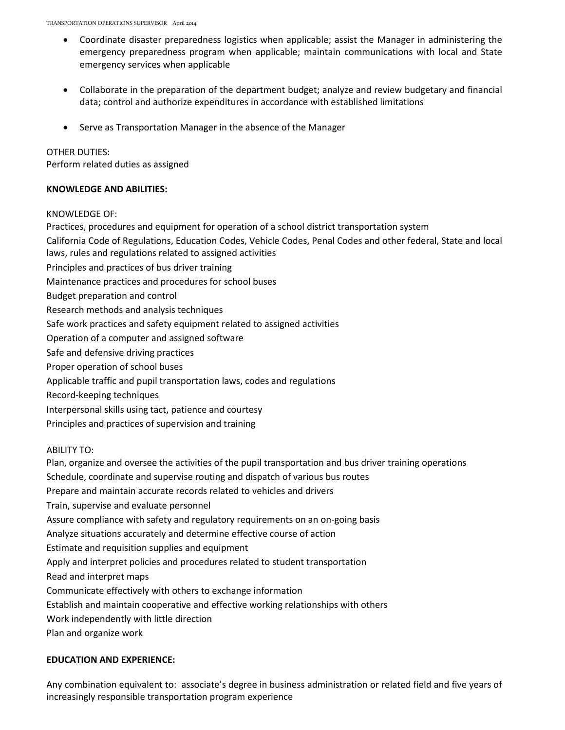- Coordinate disaster preparedness logistics when applicable; assist the Manager in administering the emergency preparedness program when applicable; maintain communications with local and State emergency services when applicable

- Collaborate in the preparation of the department budget; analyze and review budgetary and financial data; control and authorize expenditures in accordance with established limitations

- Serve as Transportation Manager in the absence of the Manager

OTHER DUTIES:
Perform related duties as assigned

**KNOWLEDGE AND ABILITIES:**

KNOWLEDGE OF:
Practices, procedures and equipment for operation of a school district transportation system
California Code of Regulations, Education Codes, Vehicle Codes, Penal Codes and other federal, State and local laws, rules and regulations related to assigned activities
Principles and practices of bus driver training
Maintenance practices and procedures for school buses
Budget preparation and control
Research methods and analysis techniques
Safe work practices and safety equipment related to assigned activities
Operation of a computer and assigned software
Safe and defensive driving practices
Proper operation of school buses
Applicable traffic and pupil transportation laws, codes and regulations
Record-keeping techniques
Interpersonal skills using tact, patience and courtesy
Principles and practices of supervision and training

ABILITY TO:
Plan, organize and oversee the activities of the pupil transportation and bus driver training operations
Schedule, coordinate and supervise routing and dispatch of various bus routes
Prepare and maintain accurate records related to vehicles and drivers
Train, supervise and evaluate personnel
Assure compliance with safety and regulatory requirements on an on-going basis
Analyze situations accurately and determine effective course of action
Estimate and requisition supplies and equipment
Apply and interpret policies and procedures related to student transportation
Read and interpret maps
Communicate effectively with others to exchange information
Establish and maintain cooperative and effective working relationships with others
Work independently with little direction
Plan and organize work

**EDUCATION AND EXPERIENCE:**

Any combination equivalent to: associate's degree in business administration or related field and five years of increasingly responsible transportation program experience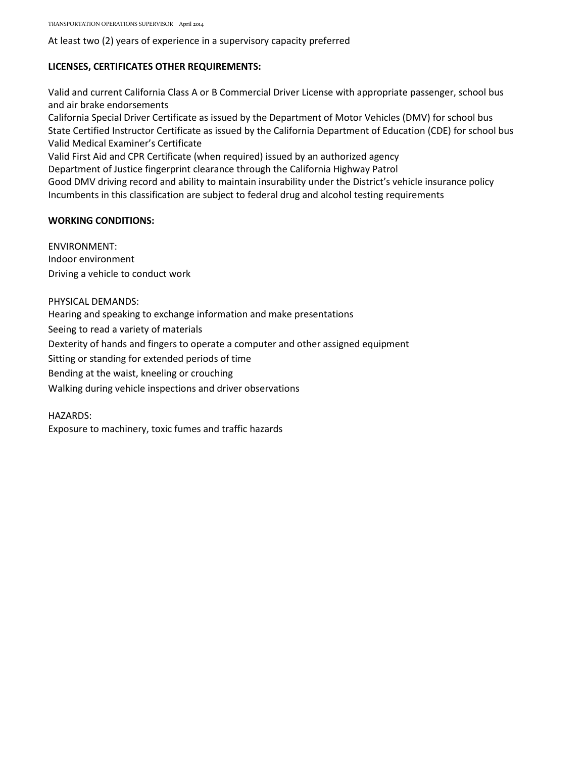At least two (2) years of experience in a supervisory capacity preferred

**LICENSES, CERTIFICATES OTHER REQUIREMENTS:**

Valid and current California Class A or B Commercial Driver License with appropriate passenger, school bus and air brake endorsements
California Special Driver Certificate as issued by the Department of Motor Vehicles (DMV) for school bus
State Certified Instructor Certificate as issued by the California Department of Education (CDE) for school bus
Valid Medical Examiner's Certificate
Valid First Aid and CPR Certificate (when required) issued by an authorized agency
Department of Justice fingerprint clearance through the California Highway Patrol
Good DMV driving record and ability to maintain insurability under the District's vehicle insurance policy
Incumbents in this classification are subject to federal drug and alcohol testing requirements

**WORKING CONDITIONS:**

ENVIRONMENT:
Indoor environment
Driving a vehicle to conduct work

PHYSICAL DEMANDS:
Hearing and speaking to exchange information and make presentations
Seeing to read a variety of materials
Dexterity of hands and fingers to operate a computer and other assigned equipment
Sitting or standing for extended periods of time
Bending at the waist, kneeling or crouching
Walking during vehicle inspections and driver observations

HAZARDS:
Exposure to machinery, toxic fumes and traffic hazards